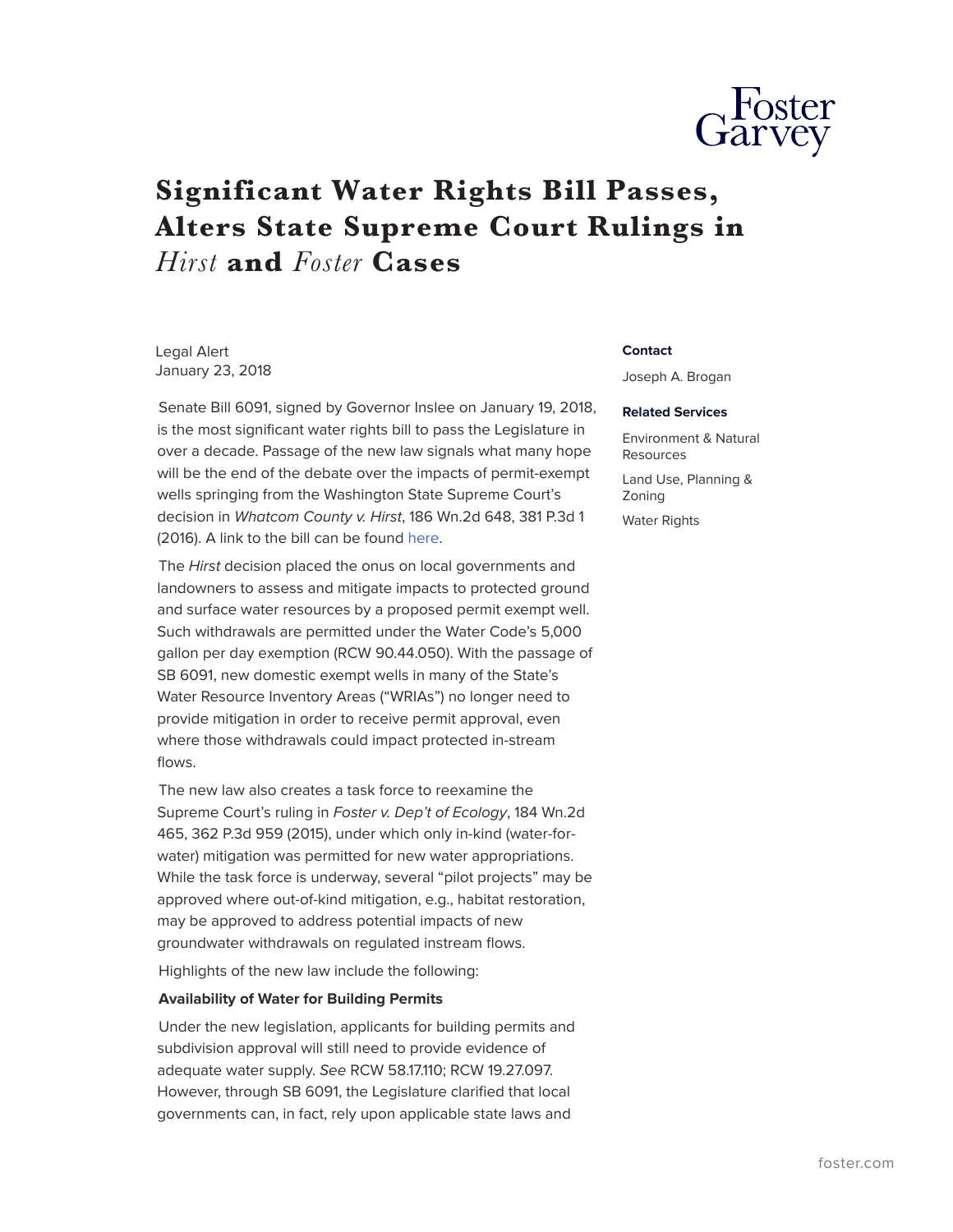# Significant Water Rights Bill Passes, Alters State Supreme Court Rulings in *Hirst* and *Foster* Cases

Legal Alert
January 23, 2018

**Contact**

Joseph A. Brogan

**Related Services**

Environment & Natural Resources

Land Use, Planning & Zoning

Water Rights

Senate Bill 6091, signed by Governor Inslee on January 19, 2018, is the most significant water rights bill to pass the Legislature in over a decade. Passage of the new law signals what many hope will be the end of the debate over the impacts of permit-exempt wells springing from the Washington State Supreme Court's decision in *Whatcom County v. Hirst*, 186 Wn.2d 648, 381 P.3d 1 (2016). A link to the bill can be found here.

The *Hirst* decision placed the onus on local governments and landowners to assess and mitigate impacts to protected ground and surface water resources by a proposed permit exempt well. Such withdrawals are permitted under the Water Code's 5,000 gallon per day exemption (RCW 90.44.050). With the passage of SB 6091, new domestic exempt wells in many of the State's Water Resource Inventory Areas ("WRIAs") no longer need to provide mitigation in order to receive permit approval, even where those withdrawals could impact protected in-stream flows.

The new law also creates a task force to reexamine the Supreme Court's ruling in *Foster v. Dep't of Ecology*, 184 Wn.2d 465, 362 P.3d 959 (2015), under which only in-kind (water-for-water) mitigation was permitted for new water appropriations. While the task force is underway, several "pilot projects" may be approved where out-of-kind mitigation, e.g., habitat restoration, may be approved to address potential impacts of new groundwater withdrawals on regulated instream flows.

Highlights of the new law include the following:

**Availability of Water for Building Permits**

Under the new legislation, applicants for building permits and subdivision approval will still need to provide evidence of adequate water supply. *See* RCW 58.17.110; RCW 19.27.097. However, through SB 6091, the Legislature clarified that local governments can, in fact, rely upon applicable state laws and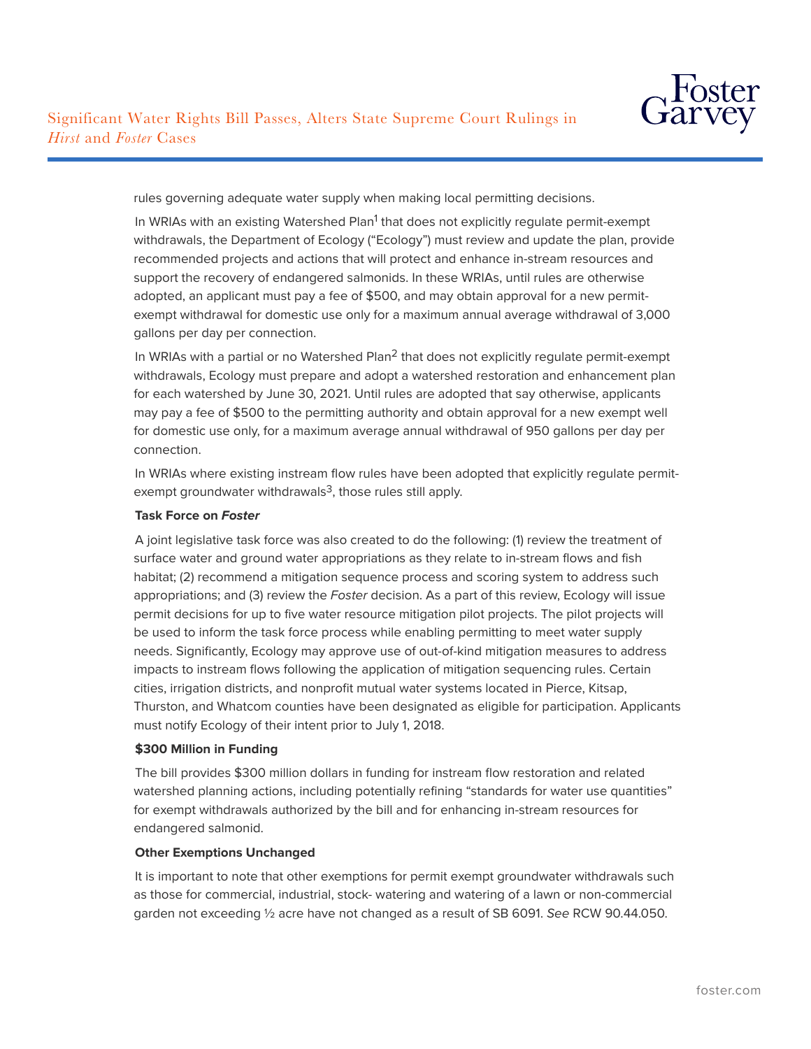rules governing adequate water supply when making local permitting decisions.

In WRIAs with an existing Watershed Plan[1] that does not explicitly regulate permit-exempt withdrawals, the Department of Ecology ("Ecology") must review and update the plan, provide recommended projects and actions that will protect and enhance in-stream resources and support the recovery of endangered salmonids. In these WRIAs, until rules are otherwise adopted, an applicant must pay a fee of $500, and may obtain approval for a new permit-exempt withdrawal for domestic use only for a maximum annual average withdrawal of 3,000 gallons per day per connection.

In WRIAs with a partial or no Watershed Plan[2] that does not explicitly regulate permit-exempt withdrawals, Ecology must prepare and adopt a watershed restoration and enhancement plan for each watershed by June 30, 2021. Until rules are adopted that say otherwise, applicants may pay a fee of $500 to the permitting authority and obtain approval for a new exempt well for domestic use only, for a maximum average annual withdrawal of 950 gallons per day per connection.

In WRIAs where existing instream flow rules have been adopted that explicitly regulate permit-exempt groundwater withdrawals[3], those rules still apply.

**Task Force on *Foster***

A joint legislative task force was also created to do the following: (1) review the treatment of surface water and ground water appropriations as they relate to in-stream flows and fish habitat; (2) recommend a mitigation sequence process and scoring system to address such appropriations; and (3) review the *Foster* decision. As a part of this review, Ecology will issue permit decisions for up to five water resource mitigation pilot projects. The pilot projects will be used to inform the task force process while enabling permitting to meet water supply needs. Significantly, Ecology may approve use of out-of-kind mitigation measures to address impacts to instream flows following the application of mitigation sequencing rules. Certain cities, irrigation districts, and nonprofit mutual water systems located in Pierce, Kitsap, Thurston, and Whatcom counties have been designated as eligible for participation. Applicants must notify Ecology of their intent prior to July 1, 2018.

**$300 Million in Funding**

The bill provides $300 million dollars in funding for instream flow restoration and related watershed planning actions, including potentially refining "standards for water use quantities" for exempt withdrawals authorized by the bill and for enhancing in-stream resources for endangered salmonid.

**Other Exemptions Unchanged**

It is important to note that other exemptions for permit exempt groundwater withdrawals such as those for commercial, industrial, stock- watering and watering of a lawn or non-commercial garden not exceeding ½ acre have not changed as a result of SB 6091. *See* RCW 90.44.050.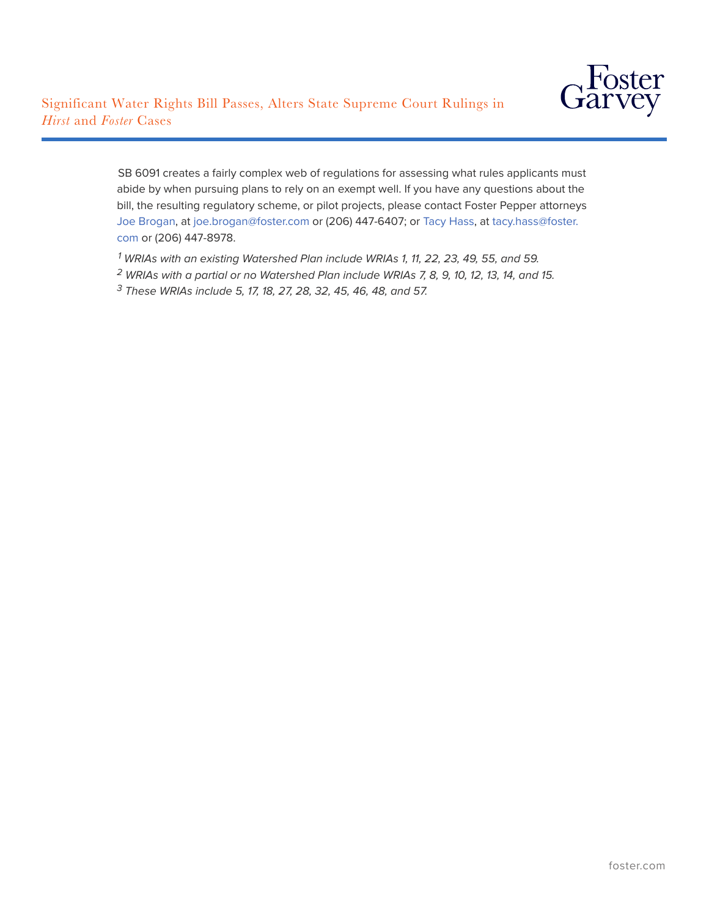SB 6091 creates a fairly complex web of regulations for assessing what rules applicants must abide by when pursuing plans to rely on an exempt well. If you have any questions about the bill, the resulting regulatory scheme, or pilot projects, please contact Foster Pepper attorneys Joe Brogan, at joe.brogan@foster.com or (206) 447-6407; or Tacy Hass, at tacy.hass@foster.com or (206) 447-8978.

[1] *WRIAs with an existing Watershed Plan include WRIAs 1, 11, 22, 23, 49, 55, and 59.*

[2] *WRIAs with a partial or no Watershed Plan include WRIAs 7, 8, 9, 10, 12, 13, 14, and 15.*

[3] *These WRIAs include 5, 17, 18, 27, 28, 32, 45, 46, 48, and 57.*